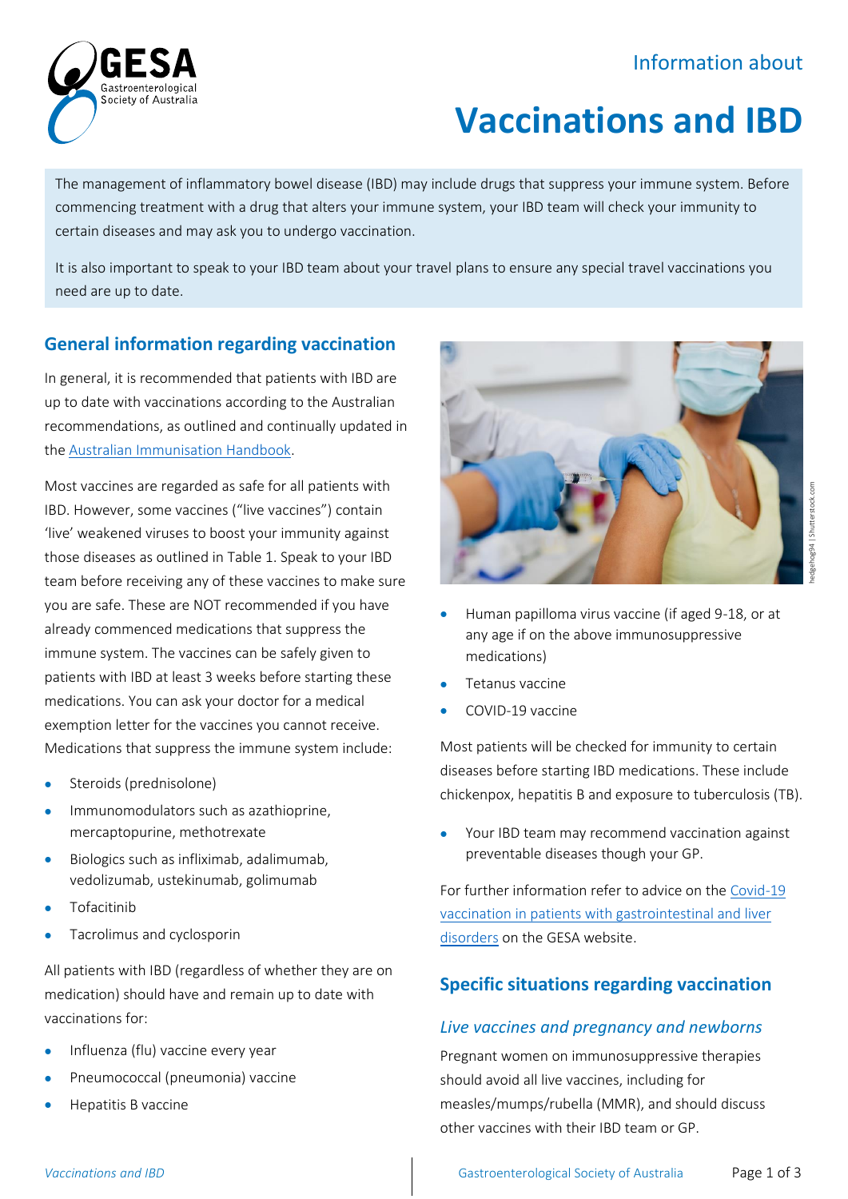Information about

# Vaccinations and IBD

The management of inflammatory bowel disease (IBD) may include drugs that suppress your immune system. Before commencing treatment with a drug that alters your immune system, your IBD team will check your immunity to certain diseases and may ask you to undergo vaccination.

It is also important to speak to your IBD team about your travel plans to ensure any special travel vaccinations you need are up to date.

## General information regarding vaccination

In general, it is recommended that patients with IBD are up to date with vaccinations according to the Australian recommendations, as outlined and continually updated in the [Australian Immunisation Handbook].

Most vaccines are regarded as safe for all patients with IBD. However, some vaccines ("live vaccines") contain 'live' weakened viruses to boost your immunity against those diseases as outlined in Table 1. Speak to your IBD team before receiving any of these vaccines to make sure you are safe. These are NOT recommended if you have already commenced medications that suppress the immune system. The vaccines can be safely given to patients with IBD at least 3 weeks before starting these medications. You can ask your doctor for a medical exemption letter for the vaccines you cannot receive. Medications that suppress the immune system include:

- Steroids (prednisolone)
- Immunomodulators such as azathioprine, mercaptopurine, methotrexate
- Biologics such as infliximab, adalimumab, vedolizumab, ustekinumab, golimumab
- Tofacitinib
- Tacrolimus and cyclosporin

All patients with IBD (regardless of whether they are on medication) should have and remain up to date with vaccinations for:

- Influenza (flu) vaccine every year
- Pneumococcal (pneumonia) vaccine
- Hepatitis B vaccine
- Human papilloma virus vaccine (if aged 9-18, or at any age if on the above immunosuppressive medications)
- Tetanus vaccine
- COVID-19 vaccine

Most patients will be checked for immunity to certain diseases before starting IBD medications. These include chickenpox, hepatitis B and exposure to tuberculosis (TB).

- Your IBD team may recommend vaccination against preventable diseases though your GP.

For further information refer to advice on the [Covid-19 vaccination in patients with gastrointestinal and liver disorders] on the GESA website.

## Specific situations regarding vaccination

### *Live vaccines and pregnancy and newborns*

Pregnant women on immunosuppressive therapies should avoid all live vaccines, including for measles/mumps/rubella (MMR), and should discuss other vaccines with their IBD team or GP.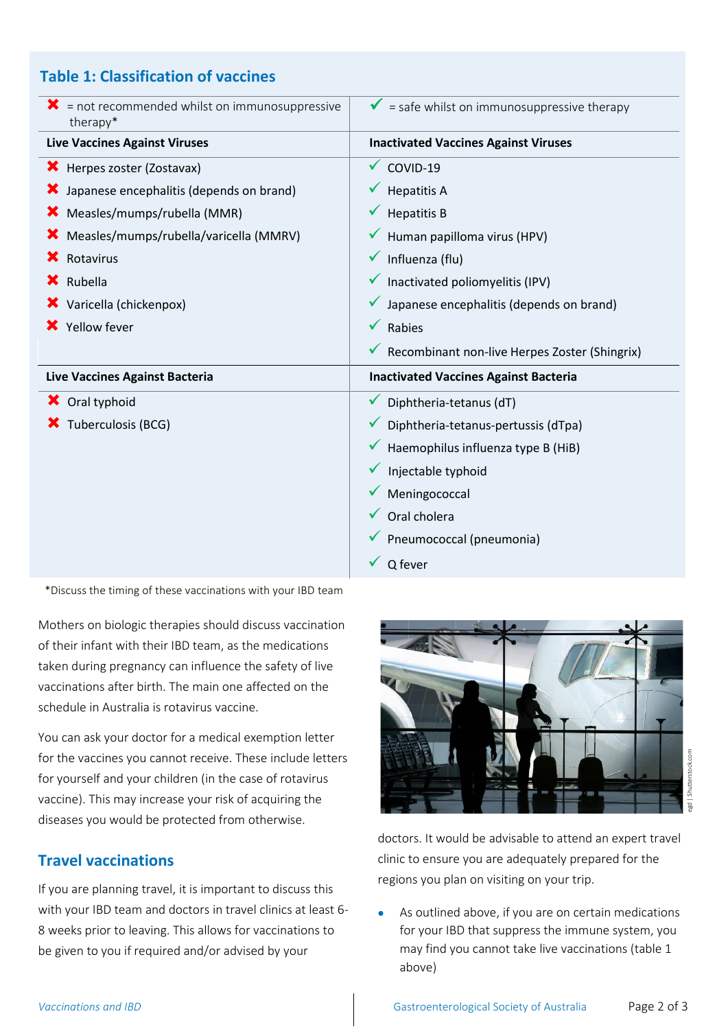## Table 1: Classification of vaccines

| ✖ = not recommended whilst on immunosuppressive therapy* | ✓ = safe whilst on immunosuppressive therapy |
|---|---|
| **Live Vaccines Against Viruses** | **Inactivated Vaccines Against Viruses** |
| ✖ Herpes zoster (Zostavax) | ✓ COVID-19 |
| ✖ Japanese encephalitis (depends on brand) | ✓ Hepatitis A |
| ✖ Measles/mumps/rubella (MMR) | ✓ Hepatitis B |
| ✖ Measles/mumps/rubella/varicella (MMRV) | ✓ Human papilloma virus (HPV) |
| ✖ Rotavirus | ✓ Influenza (flu) |
| ✖ Rubella | ✓ Inactivated poliomyelitis (IPV) |
| ✖ Varicella (chickenpox) | ✓ Japanese encephalitis (depends on brand) |
| ✖ Yellow fever | ✓ Rabies |
| | ✓ Recombinant non-live Herpes Zoster (Shingrix) |
| **Live Vaccines Against Bacteria** | **Inactivated Vaccines Against Bacteria** |
| ✖ Oral typhoid | ✓ Diphtheria-tetanus (dT) |
| ✖ Tuberculosis (BCG) | ✓ Diphtheria-tetanus-pertussis (dTpa) |
| | ✓ Haemophilus influenza type B (HiB) |
| | ✓ Injectable typhoid |
| | ✓ Meningococcal |
| | ✓ Oral cholera |
| | ✓ Pneumococcal (pneumonia) |
| | ✓ Q fever |

*Discuss the timing of these vaccinations with your IBD team

Mothers on biologic therapies should discuss vaccination of their infant with their IBD team, as the medications taken during pregnancy can influence the safety of live vaccinations after birth. The main one affected on the schedule in Australia is rotavirus vaccine.

You can ask your doctor for a medical exemption letter for the vaccines you cannot receive. These include letters for yourself and your children (in the case of rotavirus vaccine). This may increase your risk of acquiring the diseases you would be protected from otherwise.

## Travel vaccinations

If you are planning travel, it is important to discuss this with your IBD team and doctors in travel clinics at least 6-8 weeks prior to leaving. This allows for vaccinations to be given to you if required and/or advised by your doctors. It would be advisable to attend an expert travel clinic to ensure you are adequately prepared for the regions you plan on visiting on your trip.

- As outlined above, if you are on certain medications for your IBD that suppress the immune system, you may find you cannot take live vaccinations (table 1 above)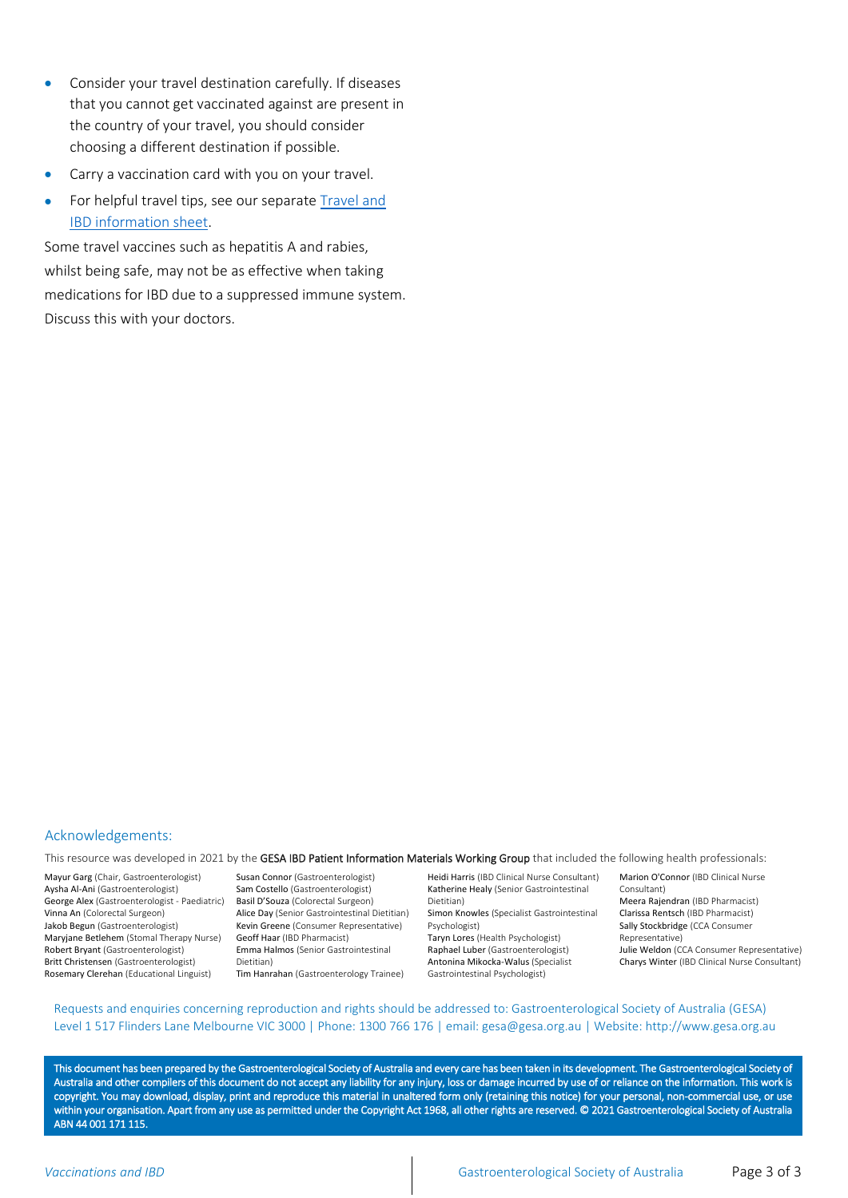- Consider your travel destination carefully. If diseases that you cannot get vaccinated against are present in the country of your travel, you should consider choosing a different destination if possible.
- Carry a vaccination card with you on your travel.
- For helpful travel tips, see our separate Travel and IBD information sheet.

Some travel vaccines such as hepatitis A and rabies, whilst being safe, may not be as effective when taking medications for IBD due to a suppressed immune system. Discuss this with your doctors.

## Acknowledgements:

This resource was developed in 2021 by the **GESA IBD Patient Information Materials Working Group** that included the following health professionals:

**Mayur Garg** (Chair, Gastroenterologist)
**Aysha Al-Ani** (Gastroenterologist)
**George Alex** (Gastroenterologist - Paediatric)
**Vinna An** (Colorectal Surgeon)
**Jakob Begun** (Gastroenterologist)
**Maryjane Betlehem** (Stomal Therapy Nurse)
**Robert Bryant** (Gastroenterologist)
**Britt Christensen** (Gastroenterologist)
**Rosemary Clerehan** (Educational Linguist)
**Susan Connor** (Gastroenterologist)
**Sam Costello** (Gastroenterologist)
**Basil D'Souza** (Colorectal Surgeon)
**Alice Day** (Senior Gastrointestinal Dietitian)
**Kevin Greene** (Consumer Representative)
**Geoff Haar** (IBD Pharmacist)
**Emma Halmos** (Senior Gastrointestinal Dietitian)
**Tim Hanrahan** (Gastroenterology Trainee)
**Heidi Harris** (IBD Clinical Nurse Consultant)
**Katherine Healy** (Senior Gastrointestinal Dietitian)
**Simon Knowles** (Specialist Gastrointestinal Psychologist)
**Taryn Lores** (Health Psychologist)
**Raphael Luber** (Gastroenterologist)
**Antonina Mikocka-Walus** (Specialist Gastrointestinal Psychologist)
**Marion O'Connor** (IBD Clinical Nurse Consultant)
**Meera Rajendran** (IBD Pharmacist)
**Clarissa Rentsch** (IBD Pharmacist)
**Sally Stockbridge** (CCA Consumer Representative)
**Julie Weldon** (CCA Consumer Representative)
**Charys Winter** (IBD Clinical Nurse Consultant)

Requests and enquiries concerning reproduction and rights should be addressed to: Gastroenterological Society of Australia (GESA)
Level 1 517 Flinders Lane Melbourne VIC 3000 | Phone: 1300 766 176 | email: gesa@gesa.org.au | Website: http://www.gesa.org.au

**This document has been prepared by the Gastroenterological Society of Australia and every care has been taken in its development. The Gastroenterological Society of Australia and other compilers of this document do not accept any liability for any injury, loss or damage incurred by use of or reliance on the information. This work is copyright. You may download, display, print and reproduce this material in unaltered form only (retaining this notice) for your personal, non-commercial use, or use within your organisation. Apart from any use as permitted under the Copyright Act 1968, all other rights are reserved. © 2021 Gastroenterological Society of Australia ABN 44 001 171 115.**